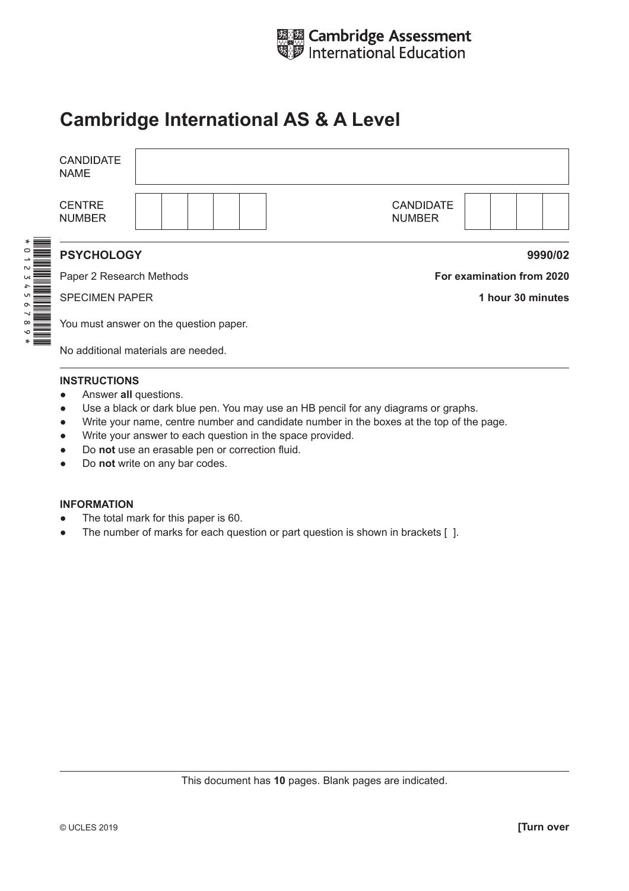Cambridge Assessment International Education

# Cambridge International AS & A Level

| CANDIDATE NAME | |
|---|---|
| CENTRE NUMBER | |
| CANDIDATE NUMBER | |

*0123456789*

**PSYCHOLOGY** **9990/02**

Paper 2 Research Methods **For examination from 2020**

SPECIMEN PAPER **1 hour 30 minutes**

You must answer on the question paper.

No additional materials are needed.

**INSTRUCTIONS**

- Answer **all** questions.
- Use a black or dark blue pen. You may use an HB pencil for any diagrams or graphs.
- Write your name, centre number and candidate number in the boxes at the top of the page.
- Write your answer to each question in the space provided.
- Do **not** use an erasable pen or correction fluid.
- Do **not** write on any bar codes.

**INFORMATION**

- The total mark for this paper is 60.
- The number of marks for each question or part question is shown in brackets [ ].

This document has **10** pages. Blank pages are indicated.

© UCLES 2019 **[Turn over**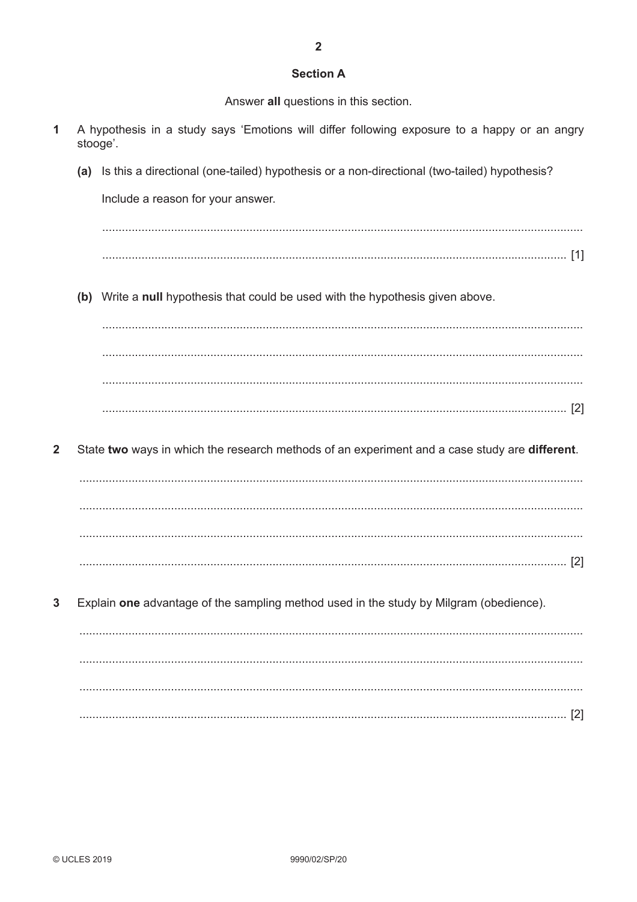## Section A

Answer **all** questions in this section.

**1** A hypothesis in a study says 'Emotions will differ following exposure to a happy or an angry stooge'.

**(a)** Is this a directional (one-tailed) hypothesis or a non-directional (two-tailed) hypothesis?

Include a reason for your answer.

.................................................................................................................................................

........................................................................................................................................... [1]

**(b)** Write a **null** hypothesis that could be used with the hypothesis given above.

.................................................................................................................................................

.................................................................................................................................................

.................................................................................................................................................

........................................................................................................................................... [2]

**2** State **two** ways in which the research methods of an experiment and a case study are **different**.

.................................................................................................................................................

.................................................................................................................................................

.................................................................................................................................................

........................................................................................................................................... [2]

**3** Explain **one** advantage of the sampling method used in the study by Milgram (obedience).

.................................................................................................................................................

.................................................................................................................................................

.................................................................................................................................................

........................................................................................................................................... [2]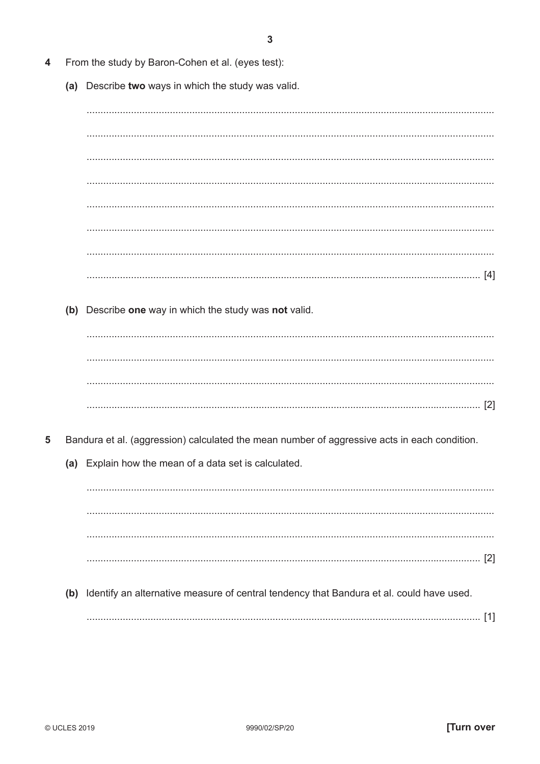**4** From the study by Baron-Cohen et al. (eyes test):

**(a)** Describe **two** ways in which the study was valid.

..........................................................................................................................................

..........................................................................................................................................

..........................................................................................................................................

..........................................................................................................................................

..........................................................................................................................................

..........................................................................................................................................

..........................................................................................................................................

...................................................................................................................................... [4]

**(b)** Describe **one** way in which the study was **not** valid.

..........................................................................................................................................

..........................................................................................................................................

..........................................................................................................................................

...................................................................................................................................... [2]

**5** Bandura et al. (aggression) calculated the mean number of aggressive acts in each condition.

**(a)** Explain how the mean of a data set is calculated.

..........................................................................................................................................

..........................................................................................................................................

..........................................................................................................................................

...................................................................................................................................... [2]

**(b)** Identify an alternative measure of central tendency that Bandura et al. could have used.

...................................................................................................................................... [1]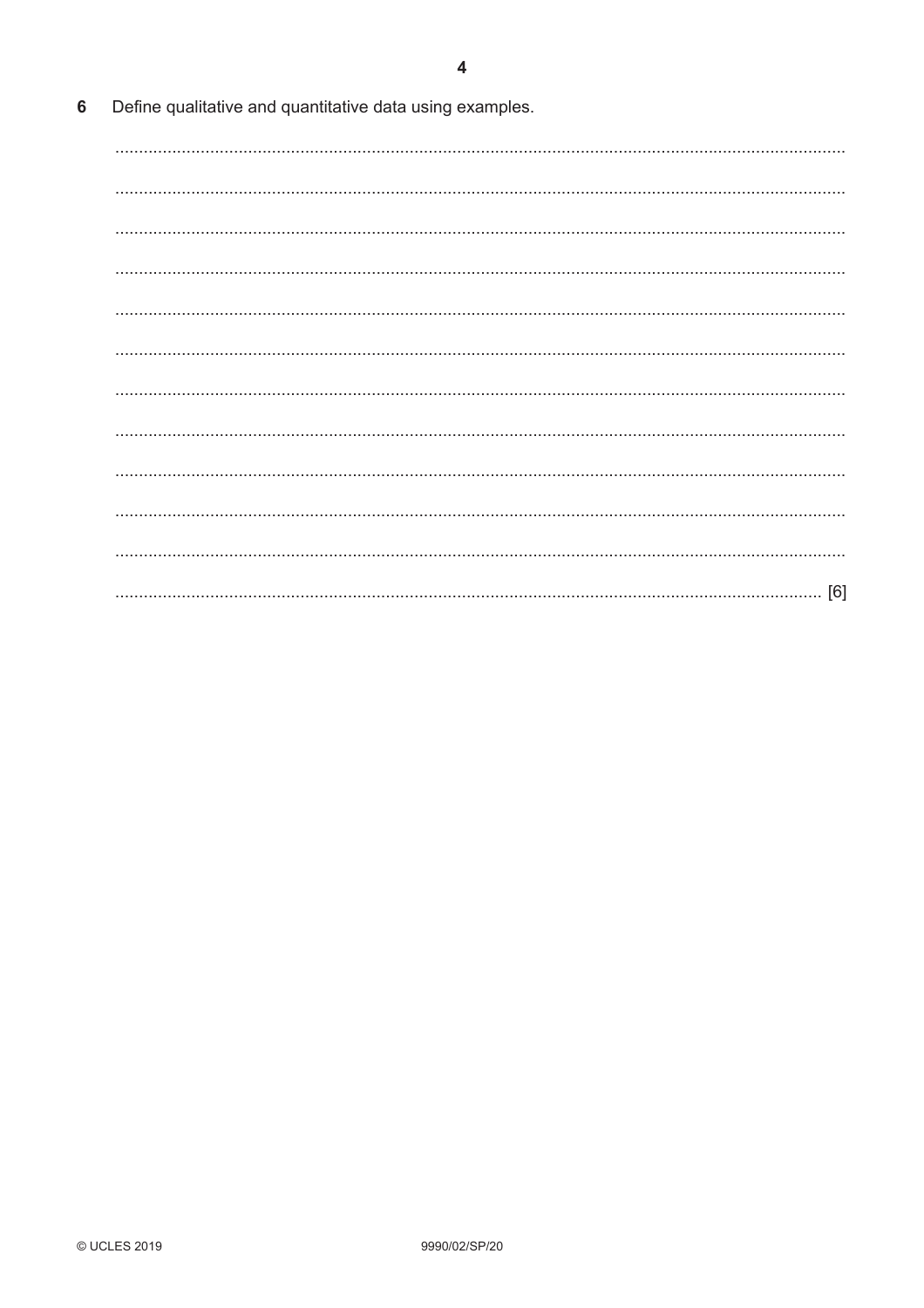6 Define qualitative and quantitative data using examples.

..........................................................................................................................................

..........................................................................................................................................

..........................................................................................................................................

..........................................................................................................................................

..........................................................................................................................................

..........................................................................................................................................

..........................................................................................................................................

..........................................................................................................................................

..........................................................................................................................................

..........................................................................................................................................

..........................................................................................................................................

.................................................................................................................................... [6]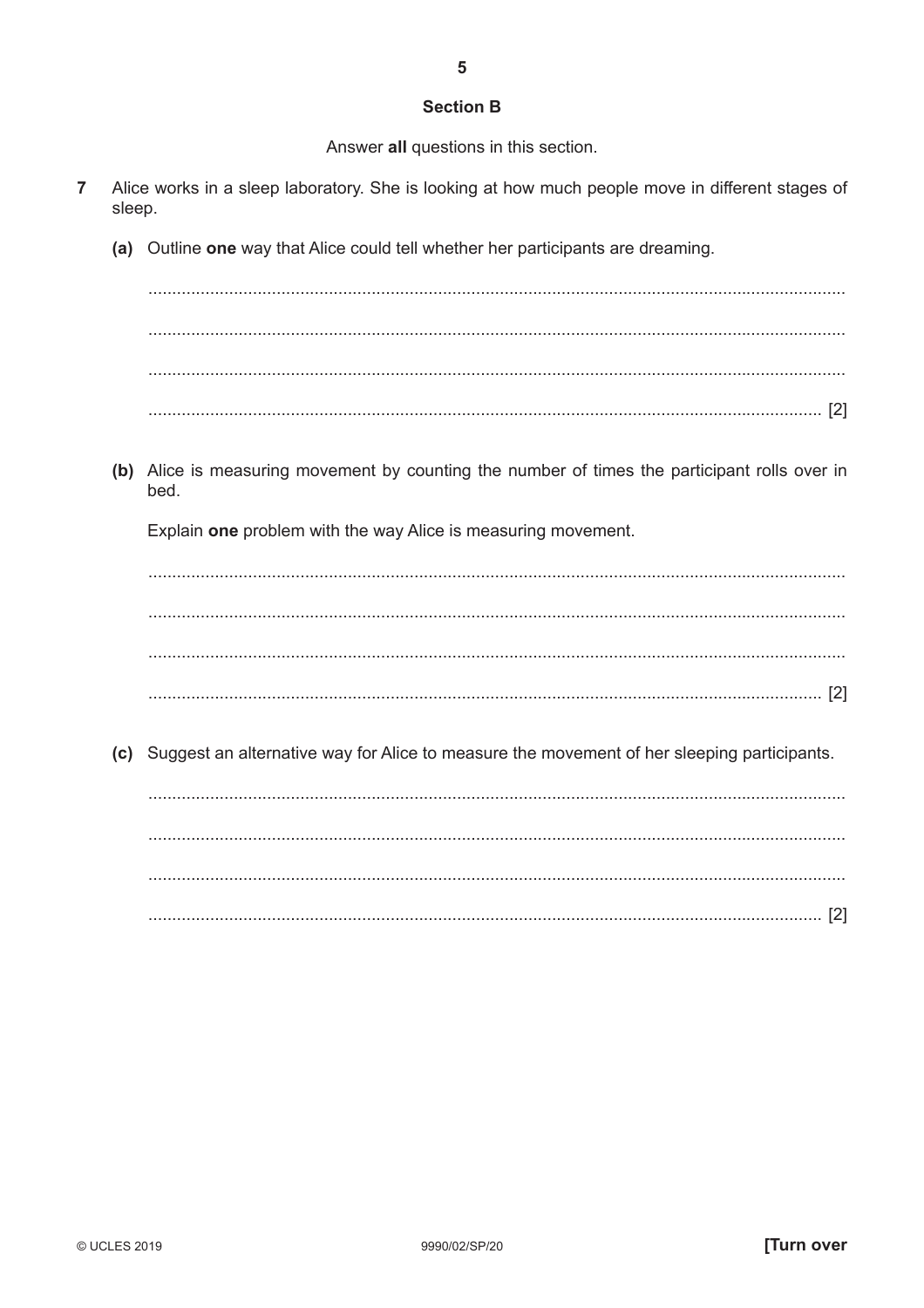## Section B

Answer **all** questions in this section.

**7** Alice works in a sleep laboratory. She is looking at how much people move in different stages of sleep.

**(a)** Outline **one** way that Alice could tell whether her participants are dreaming.

.................................................................................................................................................

.................................................................................................................................................

.................................................................................................................................................

............................................................................................................................................. [2]

**(b)** Alice is measuring movement by counting the number of times the participant rolls over in bed.

Explain **one** problem with the way Alice is measuring movement.

.................................................................................................................................................

.................................................................................................................................................

.................................................................................................................................................

............................................................................................................................................. [2]

**(c)** Suggest an alternative way for Alice to measure the movement of her sleeping participants.

.................................................................................................................................................

.................................................................................................................................................

.................................................................................................................................................

............................................................................................................................................. [2]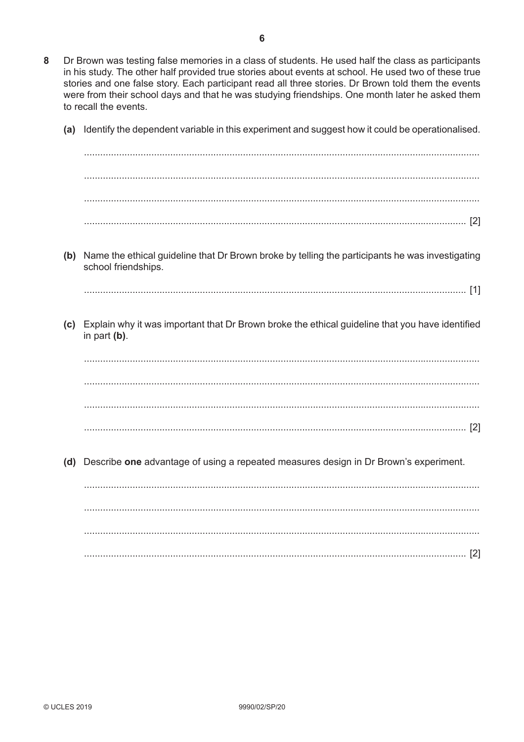8 Dr Brown was testing false memories in a class of students. He used half the class as participants in his study. The other half provided true stories about events at school. He used two of these true stories and one false story. Each participant read all three stories. Dr Brown told them the events were from their school days and that he was studying friendships. One month later he asked them to recall the events.

**(a)** Identify the dependent variable in this experiment and suggest how it could be operationalised.

.......................................................................................................................................

.......................................................................................................................................

.......................................................................................................................................

....................................................................................................................................... [2]

**(b)** Name the ethical guideline that Dr Brown broke by telling the participants he was investigating school friendships.

....................................................................................................................................... [1]

**(c)** Explain why it was important that Dr Brown broke the ethical guideline that you have identified in part **(b)**.

.......................................................................................................................................

.......................................................................................................................................

.......................................................................................................................................

....................................................................................................................................... [2]

**(d)** Describe **one** advantage of using a repeated measures design in Dr Brown's experiment.

.......................................................................................................................................

.......................................................................................................................................

.......................................................................................................................................

....................................................................................................................................... [2]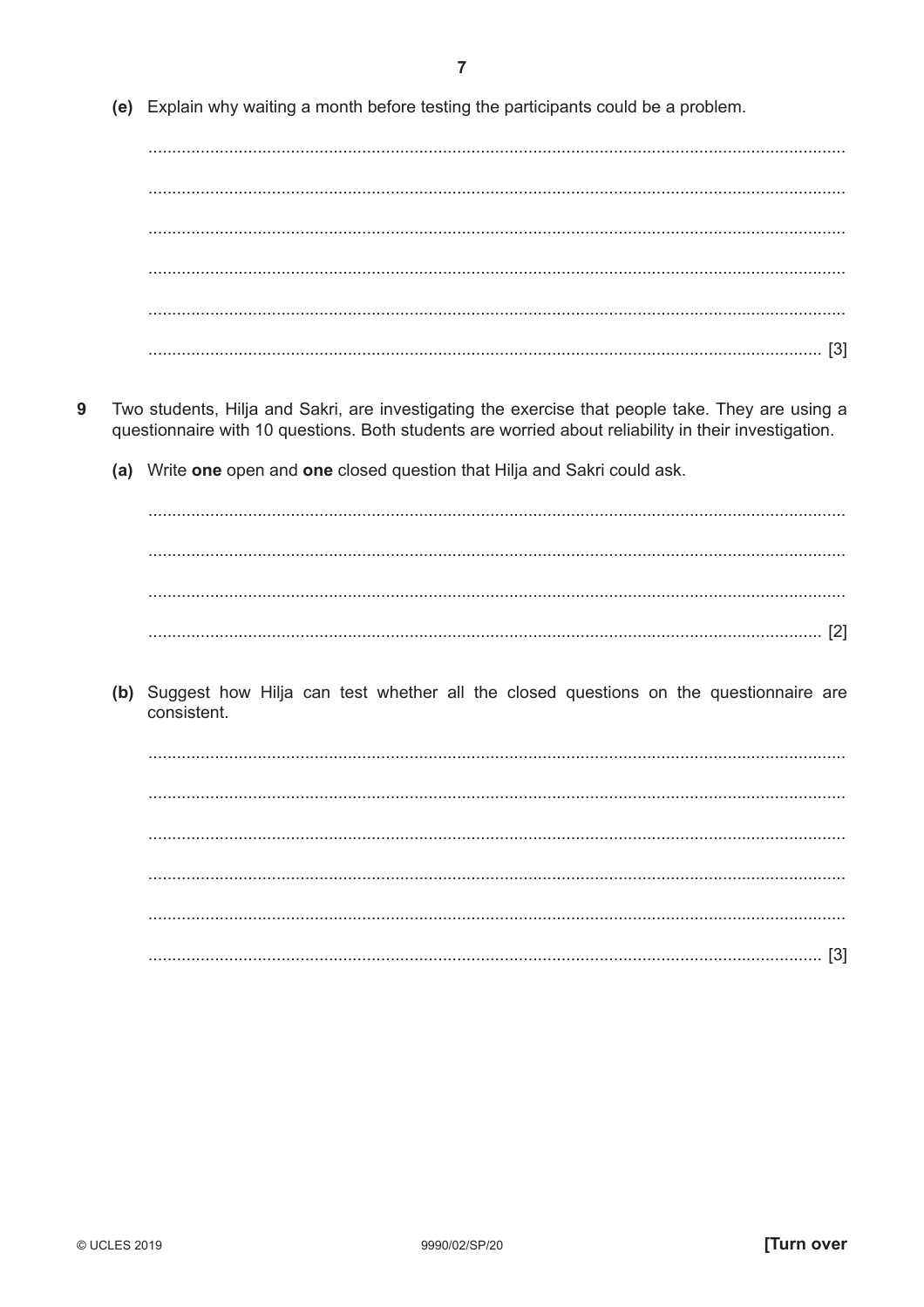(e) Explain why waiting a month before testing the participants could be a problem.

..........................................................................................................................................

..........................................................................................................................................

..........................................................................................................................................

..........................................................................................................................................

..........................................................................................................................................

.................................................................................................................................... [3]

**9** Two students, Hilja and Sakri, are investigating the exercise that people take. They are using a questionnaire with 10 questions. Both students are worried about reliability in their investigation.

(a) Write **one** open and **one** closed question that Hilja and Sakri could ask.

..........................................................................................................................................

..........................................................................................................................................

..........................................................................................................................................

.................................................................................................................................... [2]

(b) Suggest how Hilja can test whether all the closed questions on the questionnaire are consistent.

..........................................................................................................................................

..........................................................................................................................................

..........................................................................................................................................

..........................................................................................................................................

..........................................................................................................................................

.................................................................................................................................... [3]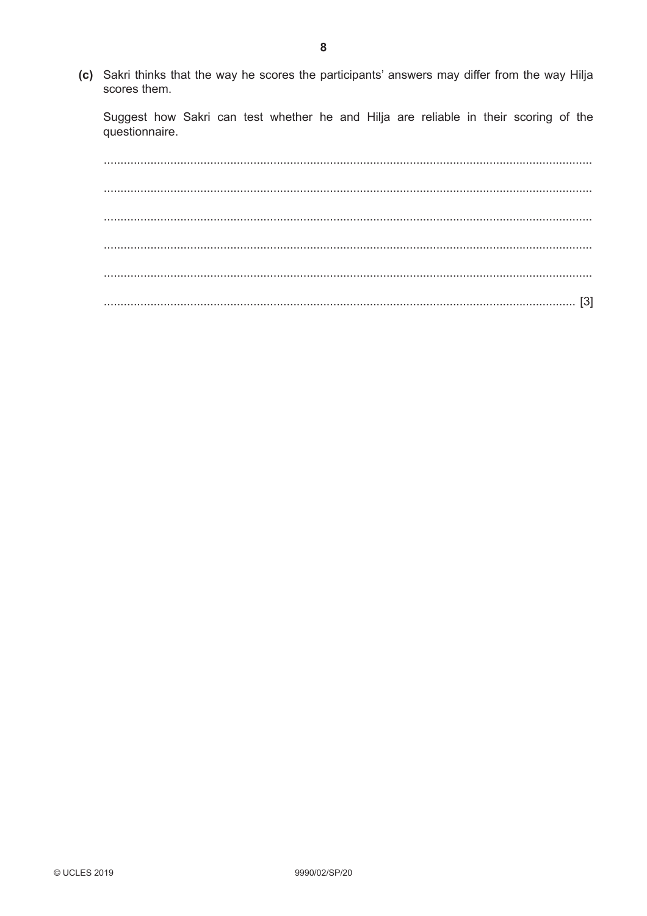(c) Sakri thinks that the way he scores the participants' answers may differ from the way Hilja scores them.

Suggest how Sakri can test whether he and Hilja are reliable in their scoring of the questionnaire.

....................................................................................................................................

....................................................................................................................................

....................................................................................................................................

....................................................................................................................................

....................................................................................................................................

.............................................................................................................................. [3]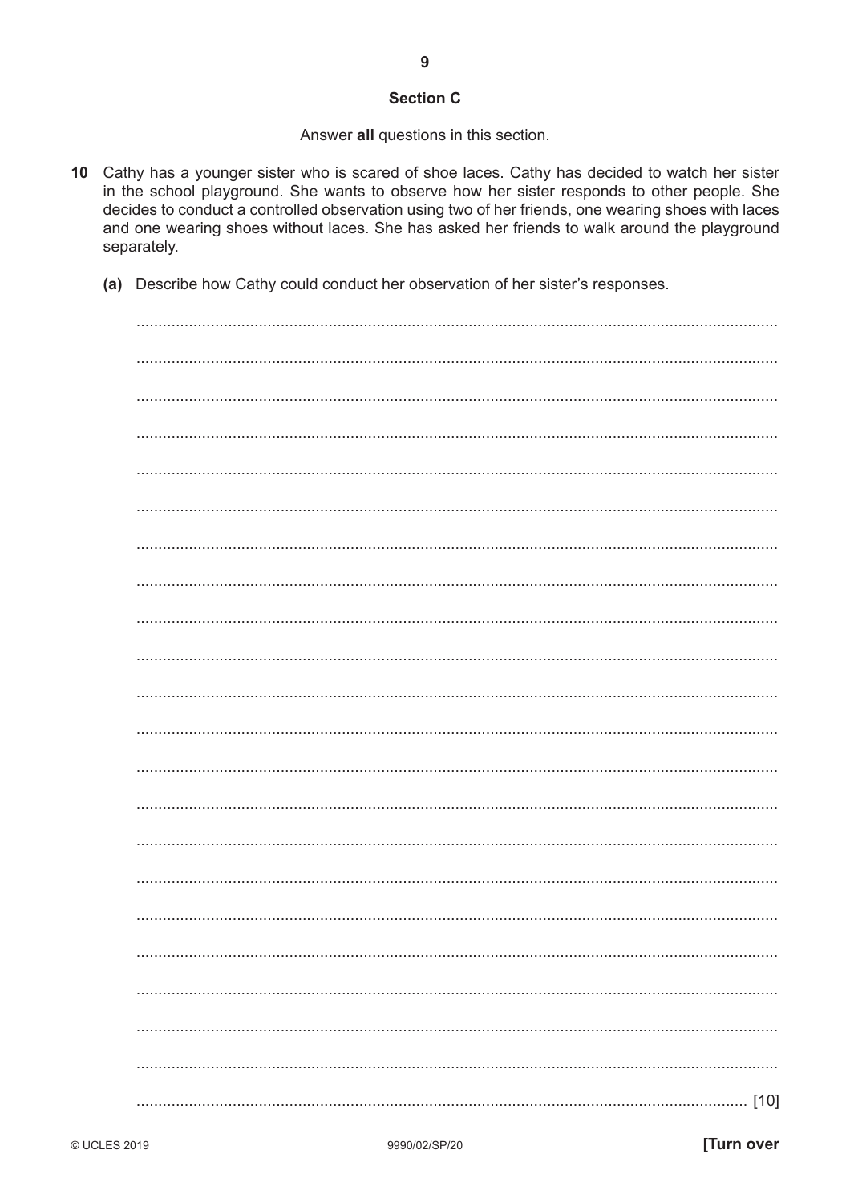## Section C

Answer **all** questions in this section.

**10** Cathy has a younger sister who is scared of shoe laces. Cathy has decided to watch her sister in the school playground. She wants to observe how her sister responds to other people. She decides to conduct a controlled observation using two of her friends, one wearing shoes with laces and one wearing shoes without laces. She has asked her friends to walk around the playground separately.

**(a)** Describe how Cathy could conduct her observation of her sister's responses.

.................................................................................................................................................

.................................................................................................................................................

.................................................................................................................................................

.................................................................................................................................................

.................................................................................................................................................

.................................................................................................................................................

.................................................................................................................................................

.................................................................................................................................................

.................................................................................................................................................

.................................................................................................................................................

.................................................................................................................................................

.................................................................................................................................................

.................................................................................................................................................

.................................................................................................................................................

.................................................................................................................................................

.................................................................................................................................................

.................................................................................................................................................

.................................................................................................................................................

.................................................................................................................................................

.................................................................................................................................................

.................................................................................................................................................

........................................................................................................................................... [10]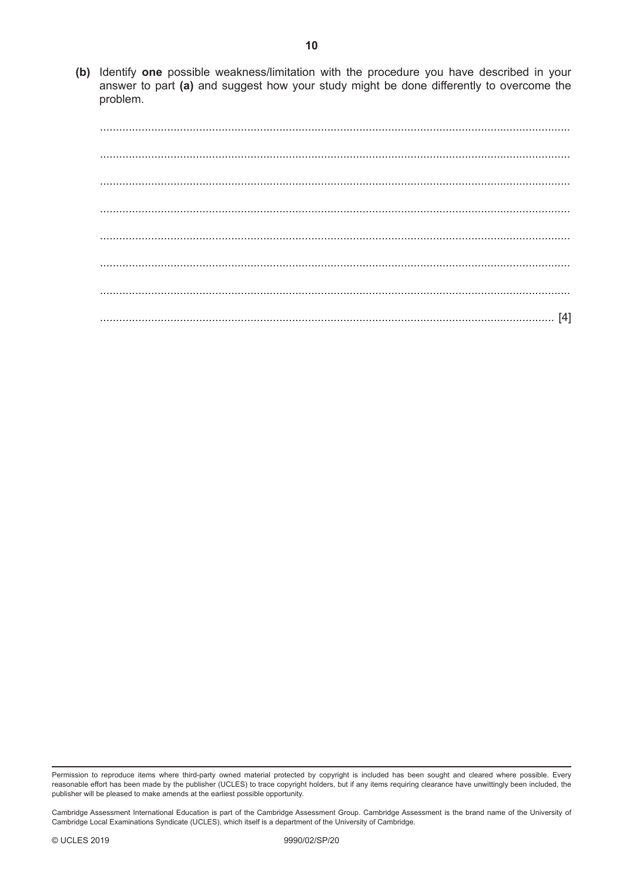**(b)** Identify **one** possible weakness/limitation with the procedure you have described in your answer to part **(a)** and suggest how your study might be done differently to overcome the problem.

..................................................................................................................................................

..................................................................................................................................................

..................................................................................................................................................

..................................................................................................................................................

..................................................................................................................................................

..................................................................................................................................................

..................................................................................................................................................

............................................................................................................................................ [4]

Permission to reproduce items where third-party owned material protected by copyright is included has been sought and cleared where possible. Every reasonable effort has been made by the publisher (UCLES) to trace copyright holders, but if any items requiring clearance have unwittingly been included, the publisher will be pleased to make amends at the earliest possible opportunity.

Cambridge Assessment International Education is part of the Cambridge Assessment Group. Cambridge Assessment is the brand name of the University of Cambridge Local Examinations Syndicate (UCLES), which itself is a department of the University of Cambridge.